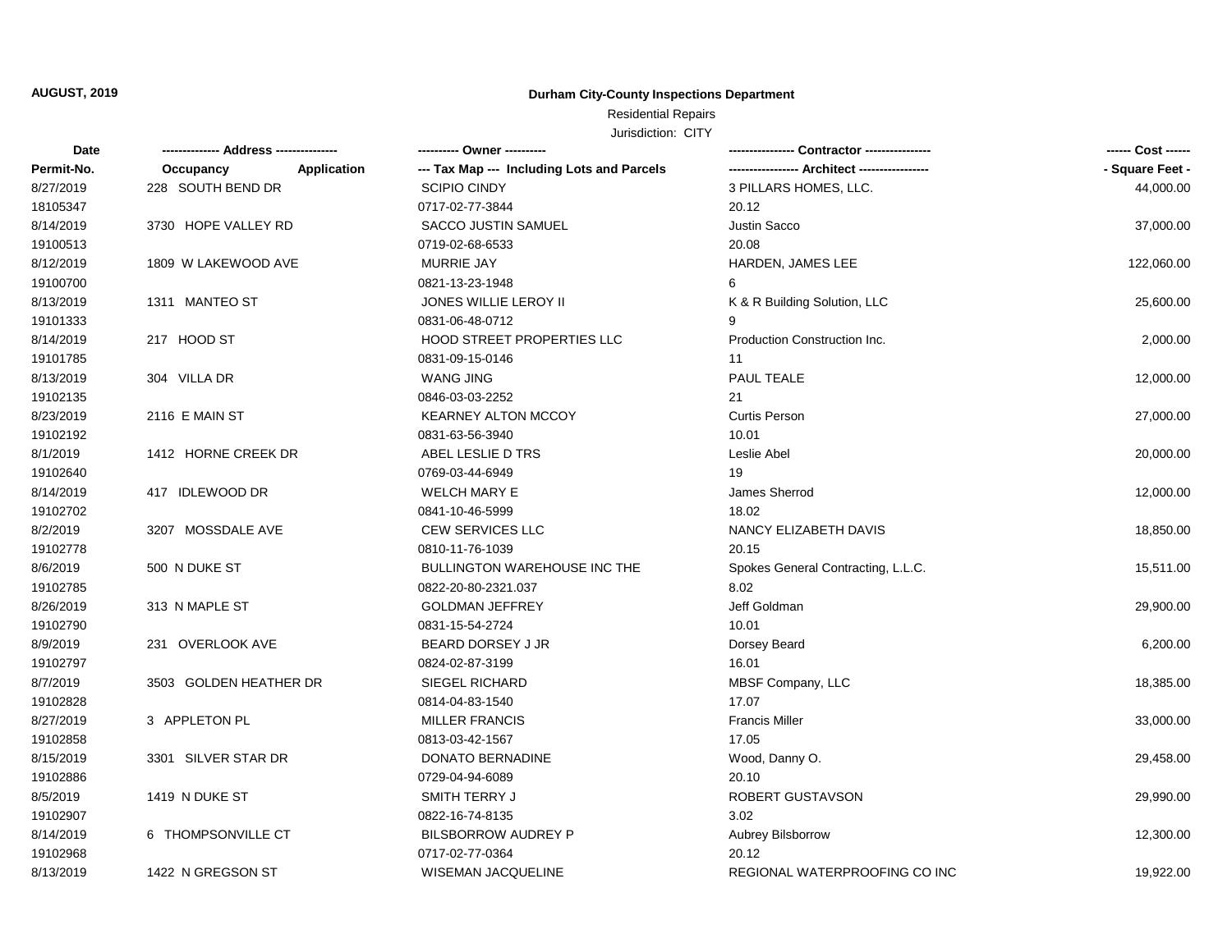**AUGUST, 2019**

**Durham City-County Inspections Department**

Residential Repairs

Jurisdiction: CITY

| Date<br>Permit-No. | ------------- Address ---------------<br>Occupancy Application | ---------- Owner ----------<br>--- Tax Map --- Including Lots and Parcels | ---------------- Contractor ----------------<br>----------------- Architect ----------------- | ------ Cost ------<br>- Square Feet - |
|---|---|---|---|---|
| 8/27/2019 | 228 SOUTH BEND DR | SCIPIO CINDY | 3 PILLARS HOMES, LLC. | 44,000.00 |
| 18105347 | | 0717-02-77-3844 | 20.12 | |
| 8/14/2019 | 3730 HOPE VALLEY RD | SACCO JUSTIN SAMUEL | Justin Sacco | 37,000.00 |
| 19100513 | | 0719-02-68-6533 | 20.08 | |
| 8/12/2019 | 1809 W LAKEWOOD AVE | MURRIE JAY | HARDEN, JAMES LEE | 122,060.00 |
| 19100700 | | 0821-13-23-1948 | 6 | |
| 8/13/2019 | 1311 MANTEO ST | JONES WILLIE LEROY II | K & R Building Solution, LLC | 25,600.00 |
| 19101333 | | 0831-06-48-0712 | 9 | |
| 8/14/2019 | 217 HOOD ST | HOOD STREET PROPERTIES LLC | Production Construction Inc. | 2,000.00 |
| 19101785 | | 0831-09-15-0146 | 11 | |
| 8/13/2019 | 304 VILLA DR | WANG JING | PAUL TEALE | 12,000.00 |
| 19102135 | | 0846-03-03-2252 | 21 | |
| 8/23/2019 | 2116 E MAIN ST | KEARNEY ALTON MCCOY | Curtis Person | 27,000.00 |
| 19102192 | | 0831-63-56-3940 | 10.01 | |
| 8/1/2019 | 1412 HORNE CREEK DR | ABEL LESLIE D TRS | Leslie Abel | 20,000.00 |
| 19102640 | | 0769-03-44-6949 | 19 | |
| 8/14/2019 | 417 IDLEWOOD DR | WELCH MARY E | James Sherrod | 12,000.00 |
| 19102702 | | 0841-10-46-5999 | 18.02 | |
| 8/2/2019 | 3207 MOSSDALE AVE | CEW SERVICES LLC | NANCY ELIZABETH DAVIS | 18,850.00 |
| 19102778 | | 0810-11-76-1039 | 20.15 | |
| 8/6/2019 | 500 N DUKE ST | BULLINGTON WAREHOUSE INC THE | Spokes General Contracting, L.L.C. | 15,511.00 |
| 19102785 | | 0822-20-80-2321.037 | 8.02 | |
| 8/26/2019 | 313 N MAPLE ST | GOLDMAN JEFFREY | Jeff Goldman | 29,900.00 |
| 19102790 | | 0831-15-54-2724 | 10.01 | |
| 8/9/2019 | 231 OVERLOOK AVE | BEARD DORSEY J JR | Dorsey Beard | 6,200.00 |
| 19102797 | | 0824-02-87-3199 | 16.01 | |
| 8/7/2019 | 3503 GOLDEN HEATHER DR | SIEGEL RICHARD | MBSF Company, LLC | 18,385.00 |
| 19102828 | | 0814-04-83-1540 | 17.07 | |
| 8/27/2019 | 3 APPLETON PL | MILLER FRANCIS | Francis Miller | 33,000.00 |
| 19102858 | | 0813-03-42-1567 | 17.05 | |
| 8/15/2019 | 3301 SILVER STAR DR | DONATO BERNADINE | Wood, Danny O. | 29,458.00 |
| 19102886 | | 0729-04-94-6089 | 20.10 | |
| 8/5/2019 | 1419 N DUKE ST | SMITH TERRY J | ROBERT GUSTAVSON | 29,990.00 |
| 19102907 | | 0822-16-74-8135 | 3.02 | |
| 8/14/2019 | 6 THOMPSONVILLE CT | BILSBORROW AUDREY P | Aubrey Bilsborrow | 12,300.00 |
| 19102968 | | 0717-02-77-0364 | 20.12 | |
| 8/13/2019 | 1422 N GREGSON ST | WISEMAN JACQUELINE | REGIONAL WATERPROOFING CO INC | 19,922.00 |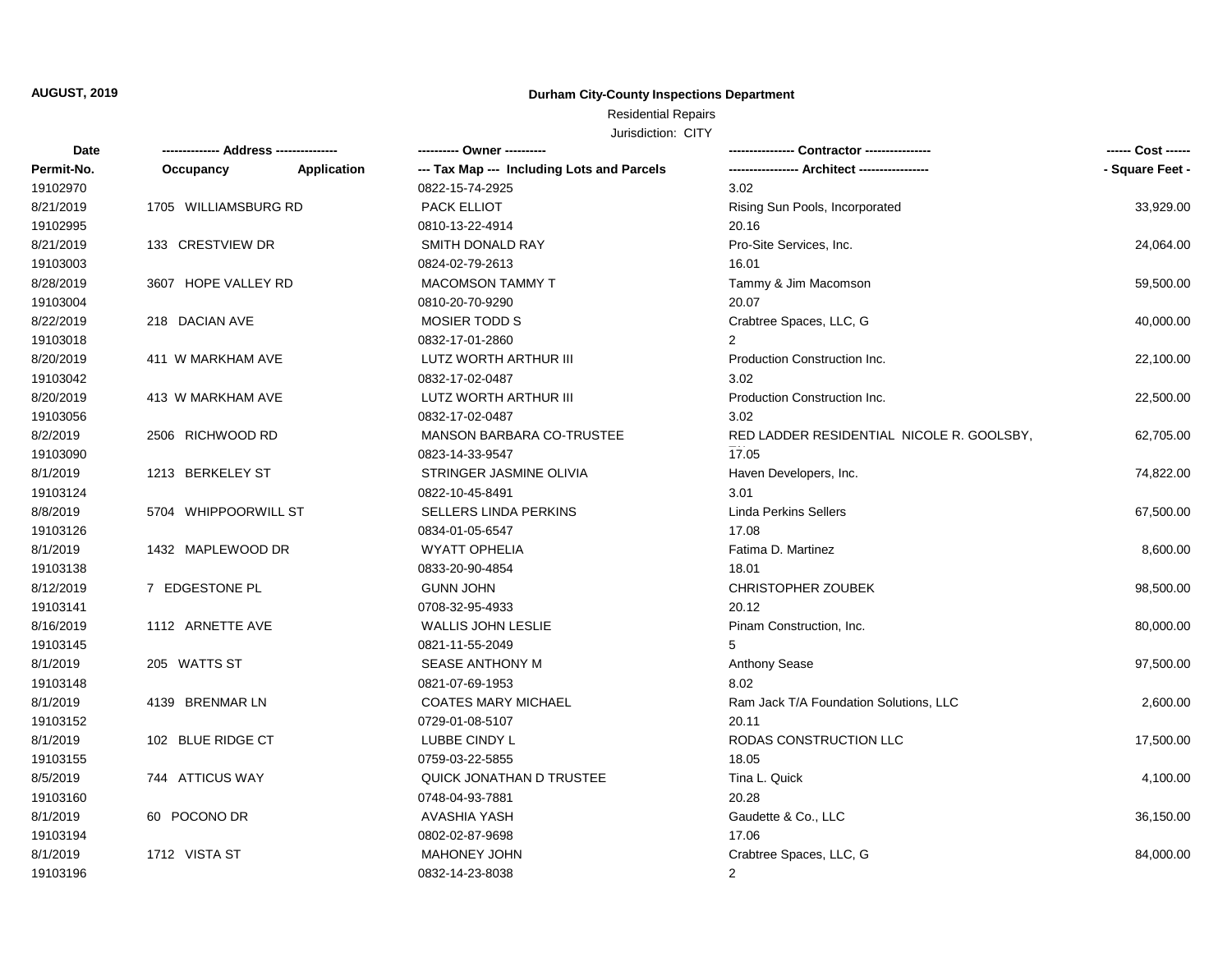**AUGUST, 2019**

# Durham City-County Inspections Department

Residential Repairs

Jurisdiction: CITY

| Date | ------------- Address -------------- | | ---------- Owner ---------- | --------------- Contractor --------------- | ------ Cost ------ |
|---|---|---|---|---|---|
| Permit-No. | Occupancy | Application | --- Tax Map --- Including Lots and Parcels | ---------------- Architect ---------------- | - Square Feet - |
| 19102970 | | | 0822-15-74-2925 | 3.02 | |
| 8/21/2019 | 1705 WILLIAMSBURG RD | | PACK ELLIOT | Rising Sun Pools, Incorporated | 33,929.00 |
| 19102995 | | | 0810-13-22-4914 | 20.16 | |
| 8/21/2019 | 133 CRESTVIEW DR | | SMITH DONALD RAY | Pro-Site Services, Inc. | 24,064.00 |
| 19103003 | | | 0824-02-79-2613 | 16.01 | |
| 8/28/2019 | 3607 HOPE VALLEY RD | | MACOMSON TAMMY T | Tammy & Jim Macomson | 59,500.00 |
| 19103004 | | | 0810-20-70-9290 | 20.07 | |
| 8/22/2019 | 218 DACIAN AVE | | MOSIER TODD S | Crabtree Spaces, LLC, G | 40,000.00 |
| 19103018 | | | 0832-17-01-2860 | 2 | |
| 8/20/2019 | 411 W MARKHAM AVE | | LUTZ WORTH ARTHUR III | Production Construction Inc. | 22,100.00 |
| 19103042 | | | 0832-17-02-0487 | 3.02 | |
| 8/20/2019 | 413 W MARKHAM AVE | | LUTZ WORTH ARTHUR III | Production Construction Inc. | 22,500.00 |
| 19103056 | | | 0832-17-02-0487 | 3.02 | |
| 8/2/2019 | 2506 RICHWOOD RD | | MANSON BARBARA CO-TRUSTEE | RED LADDER RESIDENTIAL NICOLE R. GOOLSBY, | 62,705.00 |
| 19103090 | | | 0823-14-33-9547 | 17.05 | |
| 8/1/2019 | 1213 BERKELEY ST | | STRINGER JASMINE OLIVIA | Haven Developers, Inc. | 74,822.00 |
| 19103124 | | | 0822-10-45-8491 | 3.01 | |
| 8/8/2019 | 5704 WHIPPOORWILL ST | | SELLERS LINDA PERKINS | Linda Perkins Sellers | 67,500.00 |
| 19103126 | | | 0834-01-05-6547 | 17.08 | |
| 8/1/2019 | 1432 MAPLEWOOD DR | | WYATT OPHELIA | Fatima D. Martinez | 8,600.00 |
| 19103138 | | | 0833-20-90-4854 | 18.01 | |
| 8/12/2019 | 7 EDGESTONE PL | | GUNN JOHN | CHRISTOPHER ZOUBEK | 98,500.00 |
| 19103141 | | | 0708-32-95-4933 | 20.12 | |
| 8/16/2019 | 1112 ARNETTE AVE | | WALLIS JOHN LESLIE | Pinam Construction, Inc. | 80,000.00 |
| 19103145 | | | 0821-11-55-2049 | 5 | |
| 8/1/2019 | 205 WATTS ST | | SEASE ANTHONY M | Anthony Sease | 97,500.00 |
| 19103148 | | | 0821-07-69-1953 | 8.02 | |
| 8/1/2019 | 4139 BRENMAR LN | | COATES MARY MICHAEL | Ram Jack T/A Foundation Solutions, LLC | 2,600.00 |
| 19103152 | | | 0729-01-08-5107 | 20.11 | |
| 8/1/2019 | 102 BLUE RIDGE CT | | LUBBE CINDY L | RODAS CONSTRUCTION LLC | 17,500.00 |
| 19103155 | | | 0759-03-22-5855 | 18.05 | |
| 8/5/2019 | 744 ATTICUS WAY | | QUICK JONATHAN D TRUSTEE | Tina L. Quick | 4,100.00 |
| 19103160 | | | 0748-04-93-7881 | 20.28 | |
| 8/1/2019 | 60 POCONO DR | | AVASHIA YASH | Gaudette & Co., LLC | 36,150.00 |
| 19103194 | | | 0802-02-87-9698 | 17.06 | |
| 8/1/2019 | 1712 VISTA ST | | MAHONEY JOHN | Crabtree Spaces, LLC, G | 84,000.00 |
| 19103196 | | | 0832-14-23-8038 | 2 | |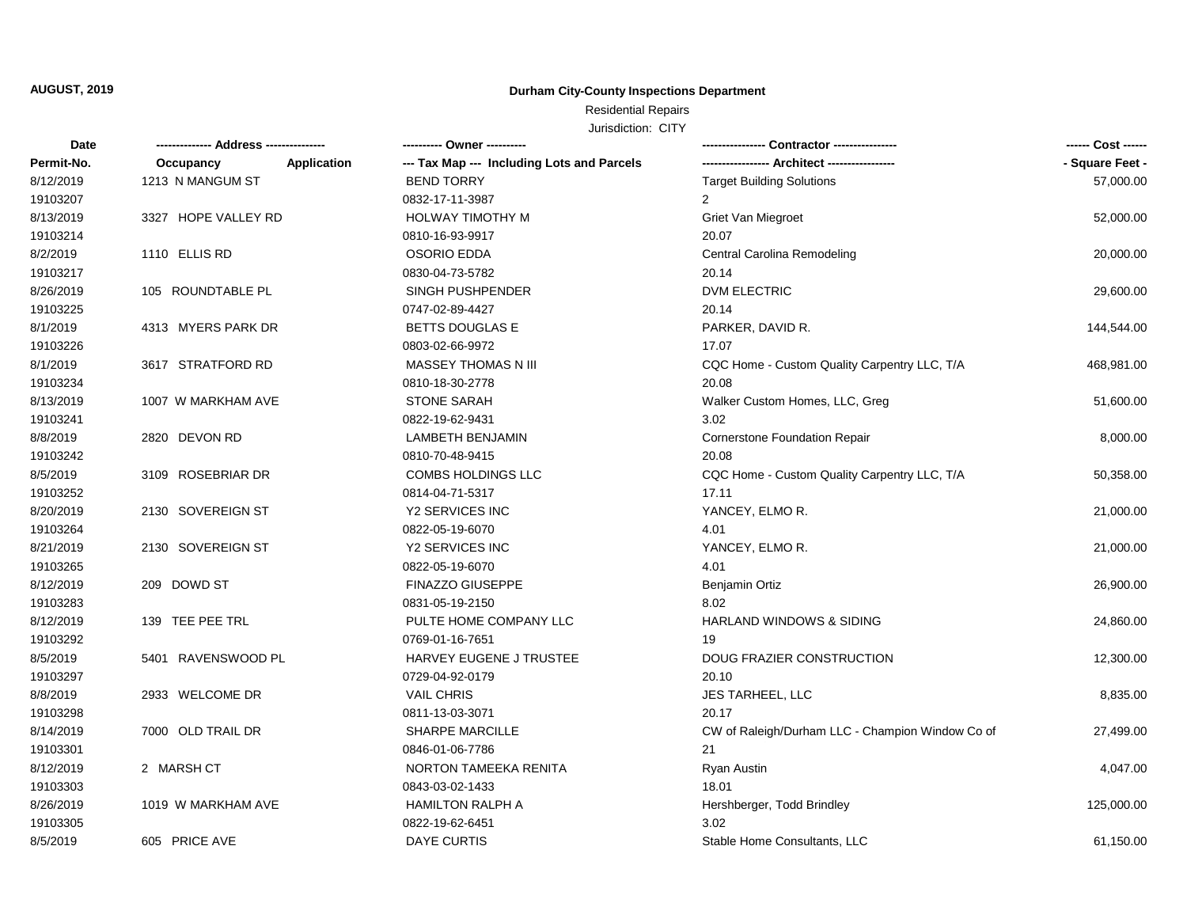**AUGUST, 2019**

## Durham City-County Inspections Department

Residential Repairs

Jurisdiction: CITY

| Date<br>Permit-No. | ------------- Address ---------------<br>Occupancy Application | ---------- Owner ----------<br>--- Tax Map --- Including Lots and Parcels | ---------------- Contractor ----------------<br>----------------- Architect ----------------- | ------ Cost ------<br>- Square Feet - |
|---|---|---|---|---|
| 8/12/2019 | 1213 N MANGUM ST | BEND TORRY | Target Building Solutions | 57,000.00 |
| 19103207 | | 0832-17-11-3987 | 2 | |
| 8/13/2019 | 3327 HOPE VALLEY RD | HOLWAY TIMOTHY M | Griet Van Miegroet | 52,000.00 |
| 19103214 | | 0810-16-93-9917 | 20.07 | |
| 8/2/2019 | 1110 ELLIS RD | OSORIO EDDA | Central Carolina Remodeling | 20,000.00 |
| 19103217 | | 0830-04-73-5782 | 20.14 | |
| 8/26/2019 | 105 ROUNDTABLE PL | SINGH PUSHPENDER | DVM ELECTRIC | 29,600.00 |
| 19103225 | | 0747-02-89-4427 | 20.14 | |
| 8/1/2019 | 4313 MYERS PARK DR | BETTS DOUGLAS E | PARKER, DAVID R. | 144,544.00 |
| 19103226 | | 0803-02-66-9972 | 17.07 | |
| 8/1/2019 | 3617 STRATFORD RD | MASSEY THOMAS N III | CQC Home - Custom Quality Carpentry LLC, T/A | 468,981.00 |
| 19103234 | | 0810-18-30-2778 | 20.08 | |
| 8/13/2019 | 1007 W MARKHAM AVE | STONE SARAH | Walker Custom Homes, LLC, Greg | 51,600.00 |
| 19103241 | | 0822-19-62-9431 | 3.02 | |
| 8/8/2019 | 2820 DEVON RD | LAMBETH BENJAMIN | Cornerstone Foundation Repair | 8,000.00 |
| 19103242 | | 0810-70-48-9415 | 20.08 | |
| 8/5/2019 | 3109 ROSEBRIAR DR | COMBS HOLDINGS LLC | CQC Home - Custom Quality Carpentry LLC, T/A | 50,358.00 |
| 19103252 | | 0814-04-71-5317 | 17.11 | |
| 8/20/2019 | 2130 SOVEREIGN ST | Y2 SERVICES INC | YANCEY, ELMO R. | 21,000.00 |
| 19103264 | | 0822-05-19-6070 | 4.01 | |
| 8/21/2019 | 2130 SOVEREIGN ST | Y2 SERVICES INC | YANCEY, ELMO R. | 21,000.00 |
| 19103265 | | 0822-05-19-6070 | 4.01 | |
| 8/12/2019 | 209 DOWD ST | FINAZZO GIUSEPPE | Benjamin Ortiz | 26,900.00 |
| 19103283 | | 0831-05-19-2150 | 8.02 | |
| 8/12/2019 | 139 TEE PEE TRL | PULTE HOME COMPANY LLC | HARLAND WINDOWS & SIDING | 24,860.00 |
| 19103292 | | 0769-01-16-7651 | 19 | |
| 8/5/2019 | 5401 RAVENSWOOD PL | HARVEY EUGENE J TRUSTEE | DOUG FRAZIER CONSTRUCTION | 12,300.00 |
| 19103297 | | 0729-04-92-0179 | 20.10 | |
| 8/8/2019 | 2933 WELCOME DR | VAIL CHRIS | JES TARHEEL, LLC | 8,835.00 |
| 19103298 | | 0811-13-03-3071 | 20.17 | |
| 8/14/2019 | 7000 OLD TRAIL DR | SHARPE MARCILLE | CW of Raleigh/Durham LLC - Champion Window Co of | 27,499.00 |
| 19103301 | | 0846-01-06-7786 | 21 | |
| 8/12/2019 | 2 MARSH CT | NORTON TAMEEKA RENITA | Ryan Austin | 4,047.00 |
| 19103303 | | 0843-03-02-1433 | 18.01 | |
| 8/26/2019 | 1019 W MARKHAM AVE | HAMILTON RALPH A | Hershberger, Todd Brindley | 125,000.00 |
| 19103305 | | 0822-19-62-6451 | 3.02 | |
| 8/5/2019 | 605 PRICE AVE | DAYE CURTIS | Stable Home Consultants, LLC | 61,150.00 |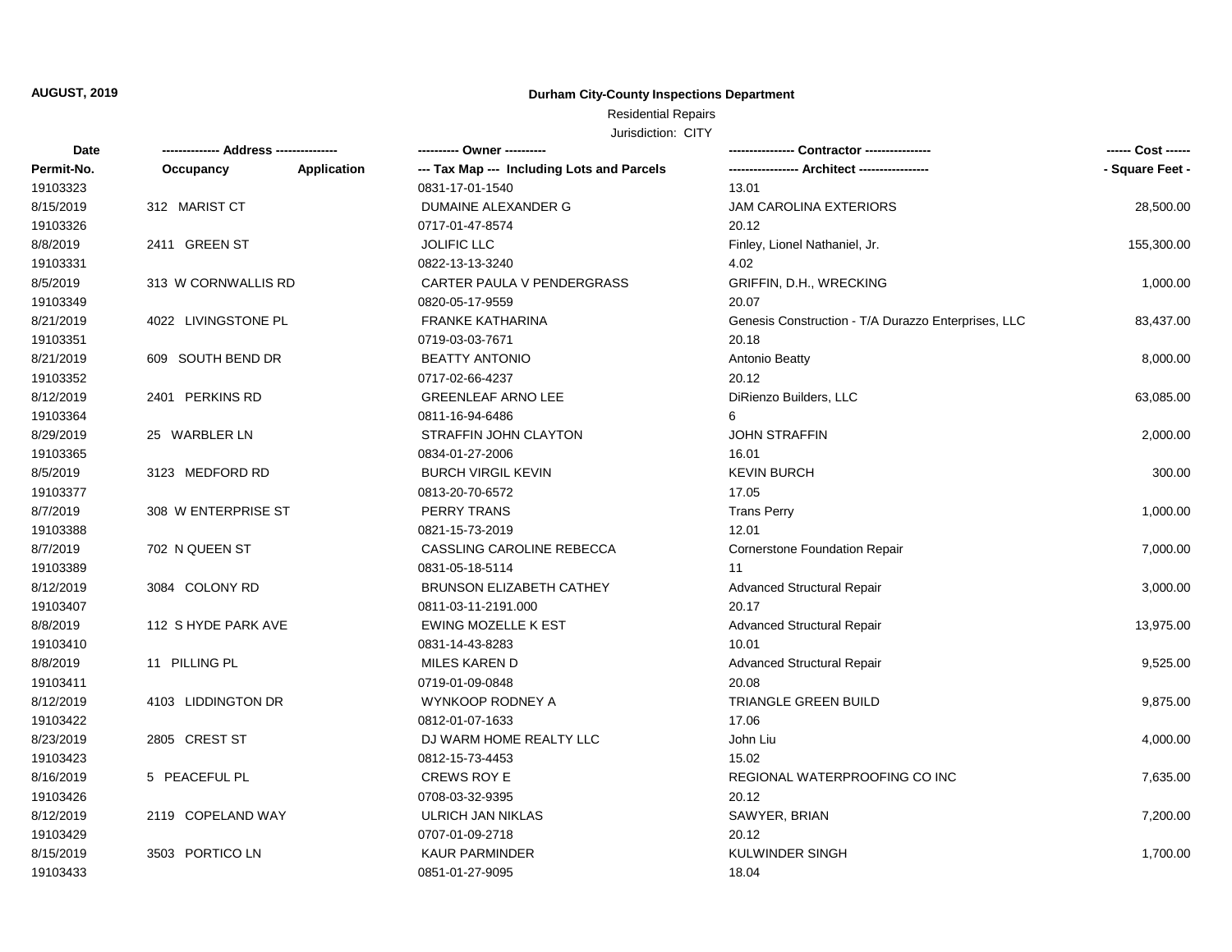**AUGUST, 2019**

**Durham City-County Inspections Department**

Residential Repairs

Jurisdiction: CITY

| Date / Permit-No. | Address / Occupancy | Application | Owner / Tax Map --- Including Lots and Parcels | Contractor / Architect | Cost / Square Feet |
|---|---|---|---|---|---|
| 19103323 | | | 0831-17-01-1540 | 13.01 | |
| 8/15/2019 | 312 MARIST CT | | DUMAINE ALEXANDER G | JAM CAROLINA EXTERIORS | 28,500.00 |
| 19103326 | | | 0717-01-47-8574 | 20.12 | |
| 8/8/2019 | 2411 GREEN ST | | JOLIFIC LLC | Finley, Lionel Nathaniel, Jr. | 155,300.00 |
| 19103331 | | | 0822-13-13-3240 | 4.02 | |
| 8/5/2019 | 313 W CORNWALLIS RD | | CARTER PAULA V PENDERGRASS | GRIFFIN, D.H., WRECKING | 1,000.00 |
| 19103349 | | | 0820-05-17-9559 | 20.07 | |
| 8/21/2019 | 4022 LIVINGSTONE PL | | FRANKE KATHARINA | Genesis Construction - T/A Durazzo Enterprises, LLC | 83,437.00 |
| 19103351 | | | 0719-03-03-7671 | 20.18 | |
| 8/21/2019 | 609 SOUTH BEND DR | | BEATTY ANTONIO | Antonio Beatty | 8,000.00 |
| 19103352 | | | 0717-02-66-4237 | 20.12 | |
| 8/12/2019 | 2401 PERKINS RD | | GREENLEAF ARNO LEE | DiRienzo Builders, LLC | 63,085.00 |
| 19103364 | | | 0811-16-94-6486 | 6 | |
| 8/29/2019 | 25 WARBLER LN | | STRAFFIN JOHN CLAYTON | JOHN STRAFFIN | 2,000.00 |
| 19103365 | | | 0834-01-27-2006 | 16.01 | |
| 8/5/2019 | 3123 MEDFORD RD | | BURCH VIRGIL KEVIN | KEVIN BURCH | 300.00 |
| 19103377 | | | 0813-20-70-6572 | 17.05 | |
| 8/7/2019 | 308 W ENTERPRISE ST | | PERRY TRANS | Trans Perry | 1,000.00 |
| 19103388 | | | 0821-15-73-2019 | 12.01 | |
| 8/7/2019 | 702 N QUEEN ST | | CASSLING CAROLINE REBECCA | Cornerstone Foundation Repair | 7,000.00 |
| 19103389 | | | 0831-05-18-5114 | 11 | |
| 8/12/2019 | 3084 COLONY RD | | BRUNSON ELIZABETH CATHEY | Advanced Structural Repair | 3,000.00 |
| 19103407 | | | 0811-03-11-2191.000 | 20.17 | |
| 8/8/2019 | 112 S HYDE PARK AVE | | EWING MOZELLE K EST | Advanced Structural Repair | 13,975.00 |
| 19103410 | | | 0831-14-43-8283 | 10.01 | |
| 8/8/2019 | 11 PILLING PL | | MILES KAREN D | Advanced Structural Repair | 9,525.00 |
| 19103411 | | | 0719-01-09-0848 | 20.08 | |
| 8/12/2019 | 4103 LIDDINGTON DR | | WYNKOOP RODNEY A | TRIANGLE GREEN BUILD | 9,875.00 |
| 19103422 | | | 0812-01-07-1633 | 17.06 | |
| 8/23/2019 | 2805 CREST ST | | DJ WARM HOME REALTY LLC | John Liu | 4,000.00 |
| 19103423 | | | 0812-15-73-4453 | 15.02 | |
| 8/16/2019 | 5 PEACEFUL PL | | CREWS ROY E | REGIONAL WATERPROOFING CO INC | 7,635.00 |
| 19103426 | | | 0708-03-32-9395 | 20.12 | |
| 8/12/2019 | 2119 COPELAND WAY | | ULRICH JAN NIKLAS | SAWYER, BRIAN | 7,200.00 |
| 19103429 | | | 0707-01-09-2718 | 20.12 | |
| 8/15/2019 | 3503 PORTICO LN | | KAUR PARMINDER | KULWINDER SINGH | 1,700.00 |
| 19103433 | | | 0851-01-27-9095 | 18.04 | |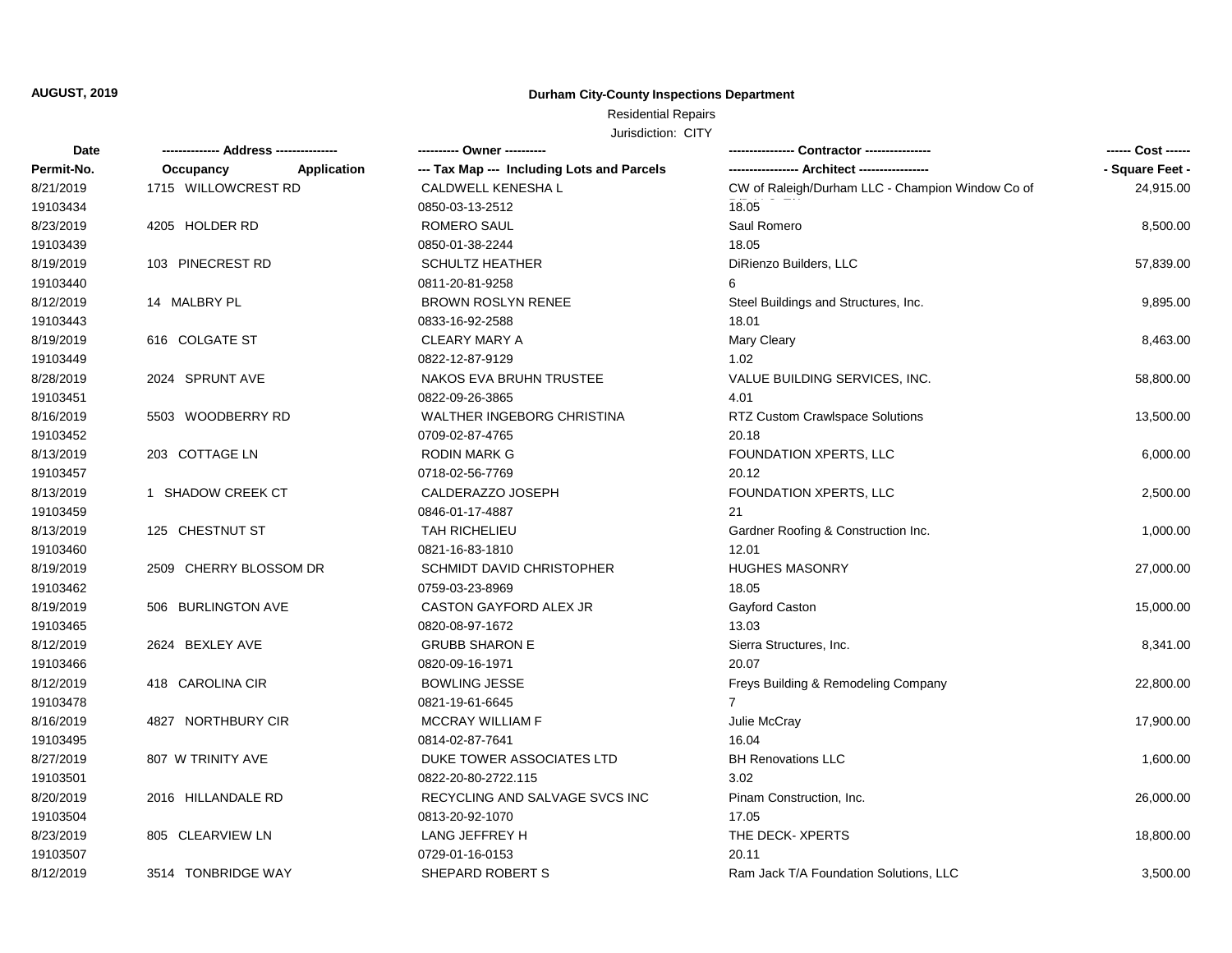**AUGUST, 2019**

## Durham City-County Inspections Department

Residential Repairs

Jurisdiction: CITY

| Date<br>Permit-No. | ------------- Address ---------------<br>Occupancy Application | ---------- Owner ----------<br>--- Tax Map --- Including Lots and Parcels | ---------------- Contractor ----------------<br>----------------- Architect ----------------- | ------ Cost ------<br>- Square Feet - |
|---|---|---|---|---|
| 8/21/2019<br>19103434 | 1715 WILLOWCREST RD | CALDWELL KENESHA L<br>0850-03-13-2512 | CW of Raleigh/Durham LLC - Champion Window Co of<br>18.05 | 24,915.00 |
| 8/23/2019<br>19103439 | 4205 HOLDER RD | ROMERO SAUL<br>0850-01-38-2244 | Saul Romero<br>18.05 | 8,500.00 |
| 8/19/2019<br>19103440 | 103 PINECREST RD | SCHULTZ HEATHER<br>0811-20-81-9258 | DiRienzo Builders, LLC<br>6 | 57,839.00 |
| 8/12/2019<br>19103443 | 14 MALBRY PL | BROWN ROSLYN RENEE<br>0833-16-92-2588 | Steel Buildings and Structures, Inc.<br>18.01 | 9,895.00 |
| 8/19/2019<br>19103449 | 616 COLGATE ST | CLEARY MARY A<br>0822-12-87-9129 | Mary Cleary<br>1.02 | 8,463.00 |
| 8/28/2019<br>19103451 | 2024 SPRUNT AVE | NAKOS EVA BRUHN TRUSTEE<br>0822-09-26-3865 | VALUE BUILDING SERVICES, INC.<br>4.01 | 58,800.00 |
| 8/16/2019<br>19103452 | 5503 WOODBERRY RD | WALTHER INGEBORG CHRISTINA<br>0709-02-87-4765 | RTZ Custom Crawlspace Solutions<br>20.18 | 13,500.00 |
| 8/13/2019<br>19103457 | 203 COTTAGE LN | RODIN MARK G<br>0718-02-56-7769 | FOUNDATION XPERTS, LLC<br>20.12 | 6,000.00 |
| 8/13/2019<br>19103459 | 1 SHADOW CREEK CT | CALDERAZZO JOSEPH<br>0846-01-17-4887 | FOUNDATION XPERTS, LLC<br>21 | 2,500.00 |
| 8/13/2019<br>19103460 | 125 CHESTNUT ST | TAH RICHELIEU<br>0821-16-83-1810 | Gardner Roofing & Construction Inc.<br>12.01 | 1,000.00 |
| 8/19/2019<br>19103462 | 2509 CHERRY BLOSSOM DR | SCHMIDT DAVID CHRISTOPHER<br>0759-03-23-8969 | HUGHES MASONRY<br>18.05 | 27,000.00 |
| 8/19/2019<br>19103465 | 506 BURLINGTON AVE | CASTON GAYFORD ALEX JR<br>0820-08-97-1672 | Gayford Caston<br>13.03 | 15,000.00 |
| 8/12/2019<br>19103466 | 2624 BEXLEY AVE | GRUBB SHARON E<br>0820-09-16-1971 | Sierra Structures, Inc.<br>20.07 | 8,341.00 |
| 8/12/2019<br>19103478 | 418 CAROLINA CIR | BOWLING JESSE<br>0821-19-61-6645 | Freys Building & Remodeling Company<br>7 | 22,800.00 |
| 8/16/2019<br>19103495 | 4827 NORTHBURY CIR | MCCRAY WILLIAM F<br>0814-02-87-7641 | Julie McCray<br>16.04 | 17,900.00 |
| 8/27/2019<br>19103501 | 807 W TRINITY AVE | DUKE TOWER ASSOCIATES LTD<br>0822-20-80-2722.115 | BH Renovations LLC<br>3.02 | 1,600.00 |
| 8/20/2019<br>19103504 | 2016 HILLANDALE RD | RECYCLING AND SALVAGE SVCS INC<br>0813-20-92-1070 | Pinam Construction, Inc.<br>17.05 | 26,000.00 |
| 8/23/2019<br>19103507 | 805 CLEARVIEW LN | LANG JEFFREY H<br>0729-01-16-0153 | THE DECK- XPERTS<br>20.11 | 18,800.00 |
| 8/12/2019 | 3514 TONBRIDGE WAY | SHEPARD ROBERT S | Ram Jack T/A Foundation Solutions, LLC | 3,500.00 |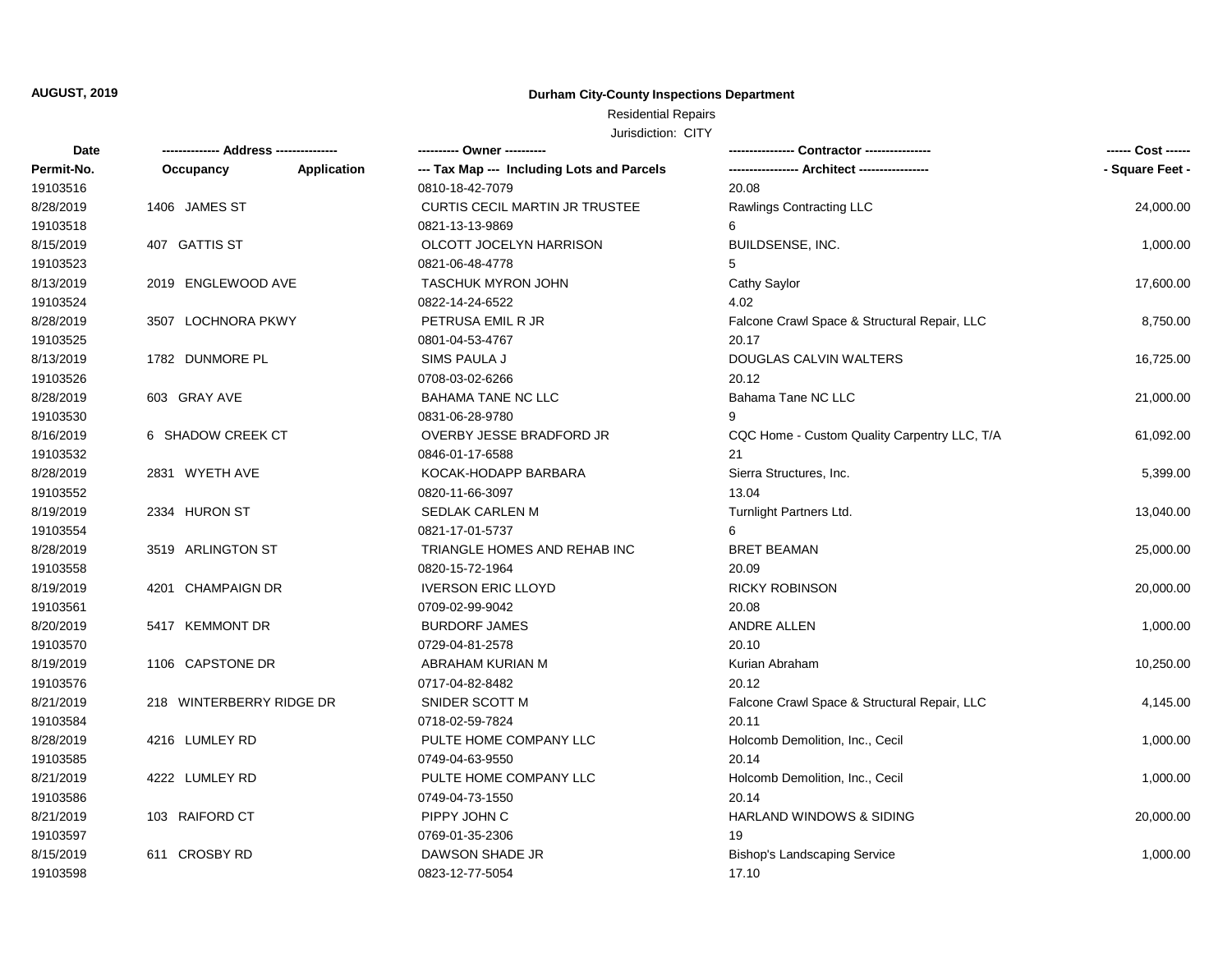**AUGUST, 2019**

# Durham City-County Inspections Department

Residential Repairs

Jurisdiction: CITY

| Date / Permit-No. | Address / Occupancy Application | Owner / Tax Map --- Including Lots and Parcels | Contractor / Architect | Cost / Square Feet |
|---|---|---|---|---|
| 19103516 | | 0810-18-42-7079 | 20.08 | |
| 8/28/2019 | 1406 JAMES ST | CURTIS CECIL MARTIN JR TRUSTEE | Rawlings Contracting LLC | 24,000.00 |
| 19103518 | | 0821-13-13-9869 | 6 | |
| 8/15/2019 | 407 GATTIS ST | OLCOTT JOCELYN HARRISON | BUILDSENSE, INC. | 1,000.00 |
| 19103523 | | 0821-06-48-4778 | 5 | |
| 8/13/2019 | 2019 ENGLEWOOD AVE | TASCHUK MYRON JOHN | Cathy Saylor | 17,600.00 |
| 19103524 | | 0822-14-24-6522 | 4.02 | |
| 8/28/2019 | 3507 LOCHNORA PKWY | PETRUSA EMIL R JR | Falcone Crawl Space & Structural Repair, LLC | 8,750.00 |
| 19103525 | | 0801-04-53-4767 | 20.17 | |
| 8/13/2019 | 1782 DUNMORE PL | SIMS PAULA J | DOUGLAS CALVIN WALTERS | 16,725.00 |
| 19103526 | | 0708-03-02-6266 | 20.12 | |
| 8/28/2019 | 603 GRAY AVE | BAHAMA TANE NC LLC | Bahama Tane NC LLC | 21,000.00 |
| 19103530 | | 0831-06-28-9780 | 9 | |
| 8/16/2019 | 6 SHADOW CREEK CT | OVERBY JESSE BRADFORD JR | CQC Home - Custom Quality Carpentry LLC, T/A | 61,092.00 |
| 19103532 | | 0846-01-17-6588 | 21 | |
| 8/28/2019 | 2831 WYETH AVE | KOCAK-HODAPP BARBARA | Sierra Structures, Inc. | 5,399.00 |
| 19103552 | | 0820-11-66-3097 | 13.04 | |
| 8/19/2019 | 2334 HURON ST | SEDLAK CARLEN M | Turnlight Partners Ltd. | 13,040.00 |
| 19103554 | | 0821-17-01-5737 | 6 | |
| 8/28/2019 | 3519 ARLINGTON ST | TRIANGLE HOMES AND REHAB INC | BRET BEAMAN | 25,000.00 |
| 19103558 | | 0820-15-72-1964 | 20.09 | |
| 8/19/2019 | 4201 CHAMPAIGN DR | IVERSON ERIC LLOYD | RICKY ROBINSON | 20,000.00 |
| 19103561 | | 0709-02-99-9042 | 20.08 | |
| 8/20/2019 | 5417 KEMMONT DR | BURDORF JAMES | ANDRE ALLEN | 1,000.00 |
| 19103570 | | 0729-04-81-2578 | 20.10 | |
| 8/19/2019 | 1106 CAPSTONE DR | ABRAHAM KURIAN M | Kurian Abraham | 10,250.00 |
| 19103576 | | 0717-04-82-8482 | 20.12 | |
| 8/21/2019 | 218 WINTERBERRY RIDGE DR | SNIDER SCOTT M | Falcone Crawl Space & Structural Repair, LLC | 4,145.00 |
| 19103584 | | 0718-02-59-7824 | 20.11 | |
| 8/28/2019 | 4216 LUMLEY RD | PULTE HOME COMPANY LLC | Holcomb Demolition, Inc., Cecil | 1,000.00 |
| 19103585 | | 0749-04-63-9550 | 20.14 | |
| 8/21/2019 | 4222 LUMLEY RD | PULTE HOME COMPANY LLC | Holcomb Demolition, Inc., Cecil | 1,000.00 |
| 19103586 | | 0749-04-73-1550 | 20.14 | |
| 8/21/2019 | 103 RAIFORD CT | PIPPY JOHN C | HARLAND WINDOWS & SIDING | 20,000.00 |
| 19103597 | | 0769-01-35-2306 | 19 | |
| 8/15/2019 | 611 CROSBY RD | DAWSON SHADE JR | Bishop's Landscaping Service | 1,000.00 |
| 19103598 | | 0823-12-77-5054 | 17.10 | |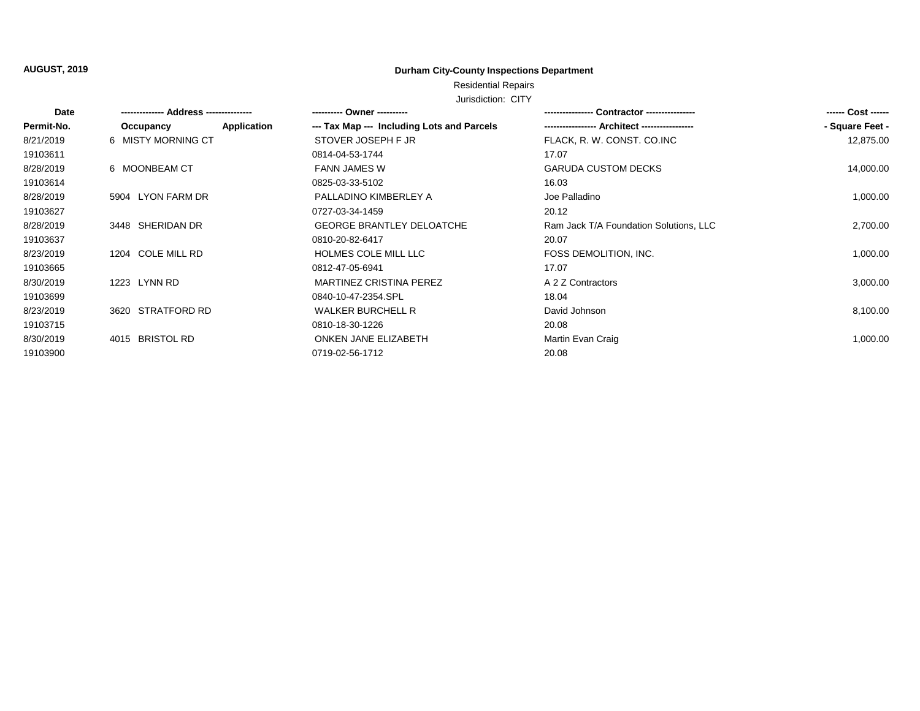**AUGUST, 2019**

**Durham City-County Inspections Department**

Residential Repairs

Jurisdiction: CITY

| Date<br>Permit-No. | ------------- Address ---------------<br>Occupancy | <br>Application | ---------- Owner ----------<br>--- Tax Map --- Including Lots and Parcels | ---------------- Contractor ----------------<br>----------------- Architect ----------------- | ------ Cost ------<br>- Square Feet - |
|---|---|---|---|---|---|
| 8/21/2019<br>19103611 | 6 MISTY MORNING CT | | STOVER JOSEPH F JR<br>0814-04-53-1744 | FLACK, R. W. CONST. CO.INC<br>17.07 | 12,875.00 |
| 8/28/2019<br>19103614 | 6 MOONBEAM CT | | FANN JAMES W<br>0825-03-33-5102 | GARUDA CUSTOM DECKS<br>16.03 | 14,000.00 |
| 8/28/2019<br>19103627 | 5904 LYON FARM DR | | PALLADINO KIMBERLEY A<br>0727-03-34-1459 | Joe Palladino<br>20.12 | 1,000.00 |
| 8/28/2019<br>19103637 | 3448 SHERIDAN DR | | GEORGE BRANTLEY DELOATCHE<br>0810-20-82-6417 | Ram Jack T/A Foundation Solutions, LLC<br>20.07 | 2,700.00 |
| 8/23/2019<br>19103665 | 1204 COLE MILL RD | | HOLMES COLE MILL LLC<br>0812-47-05-6941 | FOSS DEMOLITION, INC.<br>17.07 | 1,000.00 |
| 8/30/2019<br>19103699 | 1223 LYNN RD | | MARTINEZ CRISTINA PEREZ<br>0840-10-47-2354.SPL | A 2 Z Contractors<br>18.04 | 3,000.00 |
| 8/23/2019<br>19103715 | 3620 STRATFORD RD | | WALKER BURCHELL R<br>0810-18-30-1226 | David Johnson<br>20.08 | 8,100.00 |
| 8/30/2019<br>19103900 | 4015 BRISTOL RD | | ONKEN JANE ELIZABETH<br>0719-02-56-1712 | Martin Evan Craig<br>20.08 | 1,000.00 |